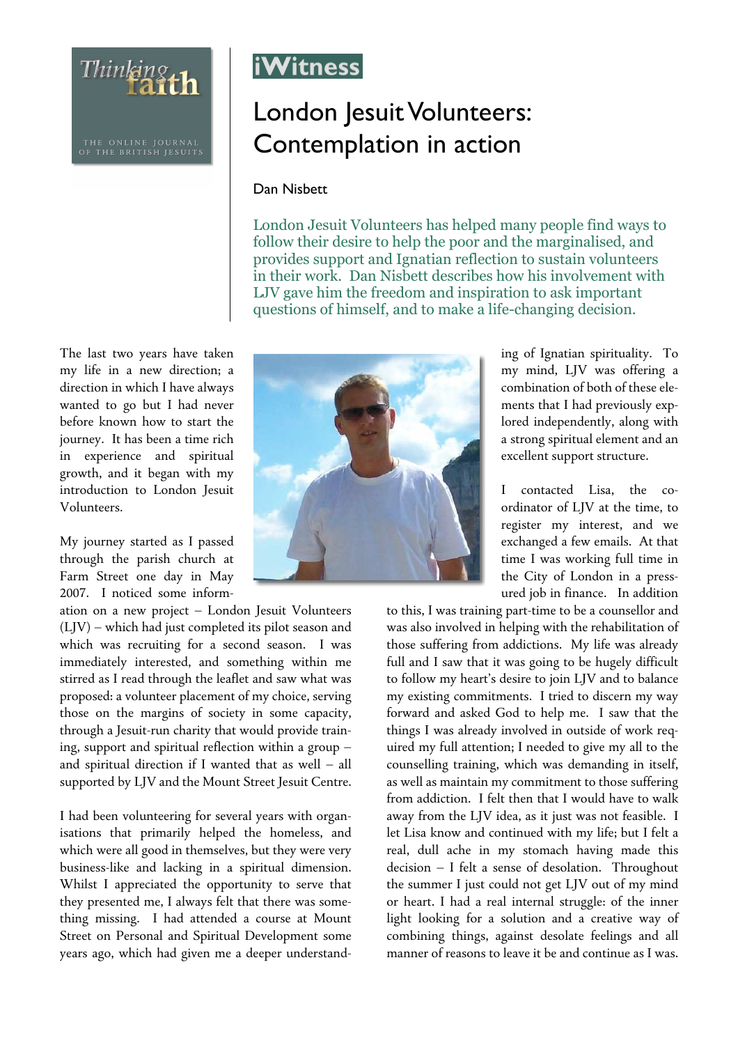iWitness

# London Jesuit Volunteers: Contemplation in action

Dan Nisbett

London Jesuit Volunteers has helped many people find ways to follow their desire to help the poor and the marginalised, and provides support and Ignatian reflection to sustain volunteers in their work. Dan Nisbett describes how his involvement with LJV gave him the freedom and inspiration to ask important questions of himself, and to make a life-changing decision.

The last two years have taken my life in a new direction; a direction in which I have always wanted to go but I had never before known how to start the journey. It has been a time rich in experience and spiritual growth, and it began with my introduction to London Jesuit Volunteers.

My journey started as I passed through the parish church at Farm Street one day in May 2007. I noticed some information on a new project – London Jesuit Volunteers (LJV) – which had just completed its pilot season and which was recruiting for a second season. I was immediately interested, and something within me stirred as I read through the leaflet and saw what was proposed: a volunteer placement of my choice, serving those on the margins of society in some capacity, through a Jesuit-run charity that would provide training, support and spiritual reflection within a group – and spiritual direction if I wanted that as well – all supported by LJV and the Mount Street Jesuit Centre.

I had been volunteering for several years with organisations that primarily helped the homeless, and which were all good in themselves, but they were very business-like and lacking in a spiritual dimension. Whilst I appreciated the opportunity to serve that they presented me, I always felt that there was something missing. I had attended a course at Mount Street on Personal and Spiritual Development some years ago, which had given me a deeper understanding of Ignatian spirituality. To my mind, LJV was offering a combination of both of these elements that I had previously explored independently, along with a strong spiritual element and an excellent support structure.

I contacted Lisa, the co-ordinator of LJV at the time, to register my interest, and we exchanged a few emails. At that time I was working full time in the City of London in a pressured job in finance. In addition to this, I was training part-time to be a counsellor and was also involved in helping with the rehabilitation of those suffering from addictions. My life was already full and I saw that it was going to be hugely difficult to follow my heart's desire to join LJV and to balance my existing commitments. I tried to discern my way forward and asked God to help me. I saw that the things I was already involved in outside of work required my full attention; I needed to give my all to the counselling training, which was demanding in itself, as well as maintain my commitment to those suffering from addiction. I felt then that I would have to walk away from the LJV idea, as it just was not feasible. I let Lisa know and continued with my life; but I felt a real, dull ache in my stomach having made this decision – I felt a sense of desolation. Throughout the summer I just could not get LJV out of my mind or heart. I had a real internal struggle: of the inner light looking for a solution and a creative way of combining things, against desolate feelings and all manner of reasons to leave it be and continue as I was.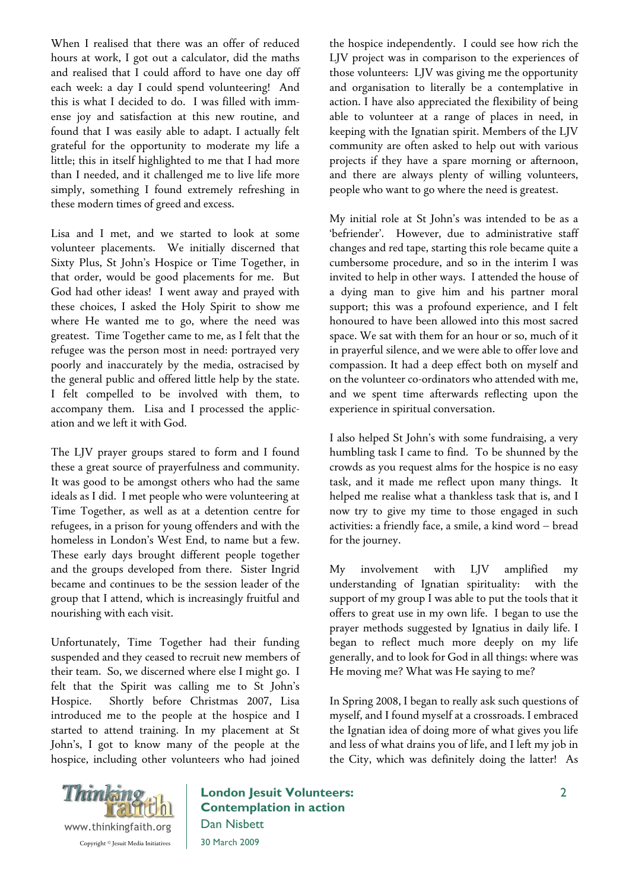When I realised that there was an offer of reduced hours at work, I got out a calculator, did the maths and realised that I could afford to have one day off each week: a day I could spend volunteering! And this is what I decided to do. I was filled with immense joy and satisfaction at this new routine, and found that I was easily able to adapt. I actually felt grateful for the opportunity to moderate my life a little; this in itself highlighted to me that I had more than I needed, and it challenged me to live life more simply, something I found extremely refreshing in these modern times of greed and excess.

Lisa and I met, and we started to look at some volunteer placements. We initially discerned that Sixty Plus, St John's Hospice or Time Together, in that order, would be good placements for me. But God had other ideas! I went away and prayed with these choices, I asked the Holy Spirit to show me where He wanted me to go, where the need was greatest. Time Together came to me, as I felt that the refugee was the person most in need: portrayed very poorly and inaccurately by the media, ostracised by the general public and offered little help by the state. I felt compelled to be involved with them, to accompany them. Lisa and I processed the application and we left it with God.

The LJV prayer groups stared to form and I found these a great source of prayerfulness and community. It was good to be amongst others who had the same ideals as I did. I met people who were volunteering at Time Together, as well as at a detention centre for refugees, in a prison for young offenders and with the homeless in London's West End, to name but a few. These early days brought different people together and the groups developed from there. Sister Ingrid became and continues to be the session leader of the group that I attend, which is increasingly fruitful and nourishing with each visit.

Unfortunately, Time Together had their funding suspended and they ceased to recruit new members of their team. So, we discerned where else I might go. I felt that the Spirit was calling me to St John's Hospice. Shortly before Christmas 2007, Lisa introduced me to the people at the hospice and I started to attend training. In my placement at St John's, I got to know many of the people at the hospice, including other volunteers who had joined the hospice independently. I could see how rich the LJV project was in comparison to the experiences of those volunteers: LJV was giving me the opportunity and organisation to literally be a contemplative in action. I have also appreciated the flexibility of being able to volunteer at a range of places in need, in keeping with the Ignatian spirit. Members of the LJV community are often asked to help out with various projects if they have a spare morning or afternoon, and there are always plenty of willing volunteers, people who want to go where the need is greatest.

My initial role at St John's was intended to be as a 'befriender'. However, due to administrative staff changes and red tape, starting this role became quite a cumbersome procedure, and so in the interim I was invited to help in other ways. I attended the house of a dying man to give him and his partner moral support; this was a profound experience, and I felt honoured to have been allowed into this most sacred space. We sat with them for an hour or so, much of it in prayerful silence, and we were able to offer love and compassion. It had a deep effect both on myself and on the volunteer co-ordinators who attended with me, and we spent time afterwards reflecting upon the experience in spiritual conversation.

I also helped St John's with some fundraising, a very humbling task I came to find. To be shunned by the crowds as you request alms for the hospice is no easy task, and it made me reflect upon many things. It helped me realise what a thankless task that is, and I now try to give my time to those engaged in such activities: a friendly face, a smile, a kind word – bread for the journey.

My involvement with LJV amplified my understanding of Ignatian spirituality: with the support of my group I was able to put the tools that it offers to great use in my own life. I began to use the prayer methods suggested by Ignatius in daily life. I began to reflect much more deeply on my life generally, and to look for God in all things: where was He moving me? What was He saying to me?

In Spring 2008, I began to really ask such questions of myself, and I found myself at a crossroads. I embraced the Ignatian idea of doing more of what gives you life and less of what drains you of life, and I left my job in the City, which was definitely doing the latter! As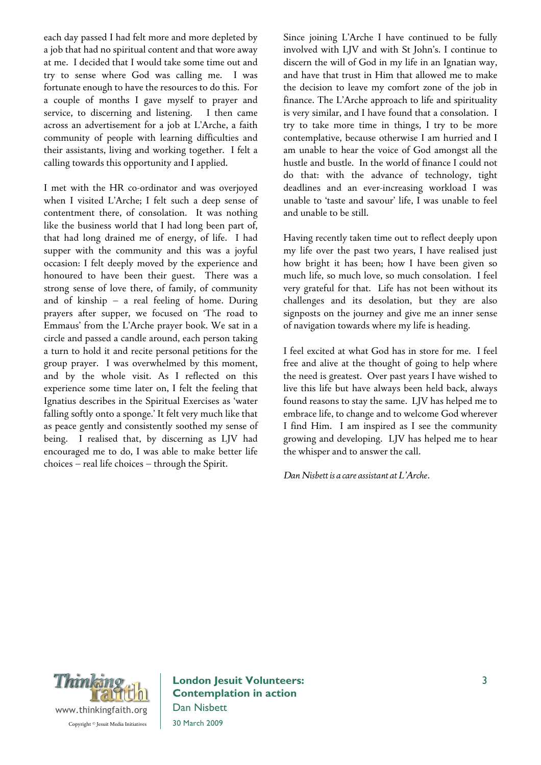each day passed I had felt more and more depleted by a job that had no spiritual content and that wore away at me. I decided that I would take some time out and try to sense where God was calling me. I was fortunate enough to have the resources to do this. For a couple of months I gave myself to prayer and service, to discerning and listening. I then came across an advertisement for a job at L'Arche, a faith community of people with learning difficulties and their assistants, living and working together. I felt a calling towards this opportunity and I applied.

I met with the HR co-ordinator and was overjoyed when I visited L'Arche; I felt such a deep sense of contentment there, of consolation. It was nothing like the business world that I had long been part of, that had long drained me of energy, of life. I had supper with the community and this was a joyful occasion: I felt deeply moved by the experience and honoured to have been their guest. There was a strong sense of love there, of family, of community and of kinship – a real feeling of home. During prayers after supper, we focused on 'The road to Emmaus' from the L'Arche prayer book. We sat in a circle and passed a candle around, each person taking a turn to hold it and recite personal petitions for the group prayer. I was overwhelmed by this moment, and by the whole visit. As I reflected on this experience some time later on, I felt the feeling that Ignatius describes in the Spiritual Exercises as 'water falling softly onto a sponge.' It felt very much like that as peace gently and consistently soothed my sense of being. I realised that, by discerning as LJV had encouraged me to do, I was able to make better life choices – real life choices – through the Spirit.

Since joining L'Arche I have continued to be fully involved with LJV and with St John's. I continue to discern the will of God in my life in an Ignatian way, and have that trust in Him that allowed me to make the decision to leave my comfort zone of the job in finance. The L'Arche approach to life and spirituality is very similar, and I have found that a consolation. I try to take more time in things, I try to be more contemplative, because otherwise I am hurried and I am unable to hear the voice of God amongst all the hustle and bustle. In the world of finance I could not do that: with the advance of technology, tight deadlines and an ever-increasing workload I was unable to 'taste and savour' life, I was unable to feel and unable to be still.

Having recently taken time out to reflect deeply upon my life over the past two years, I have realised just how bright it has been; how I have been given so much life, so much love, so much consolation. I feel very grateful for that. Life has not been without its challenges and its desolation, but they are also signposts on the journey and give me an inner sense of navigation towards where my life is heading.

I feel excited at what God has in store for me. I feel free and alive at the thought of going to help where the need is greatest. Over past years I have wished to live this life but have always been held back, always found reasons to stay the same. LJV has helped me to embrace life, to change and to welcome God wherever I find Him. I am inspired as I see the community growing and developing. LJV has helped me to hear the whisper and to answer the call.

*Dan Nisbett is a care assistant at L'Arche.*